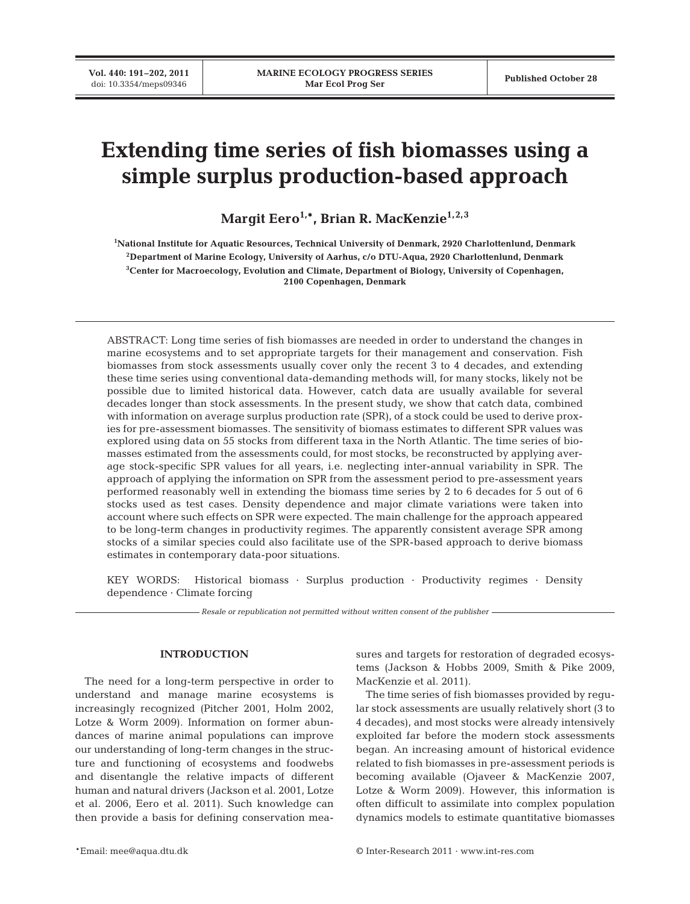# Extending time series of fish biomasses using a simple surplus production-based approach

**Margit Eero[1,*], Brian R. MacKenzie[1,2,3]**

[1]National Institute for Aquatic Resources, Technical University of Denmark, 2920 Charlottenlund, Denmark
[2]Department of Marine Ecology, University of Aarhus, c/o DTU-Aqua, 2920 Charlottenlund, Denmark
[3]Center for Macroecology, Evolution and Climate, Department of Biology, University of Copenhagen, 2100 Copenhagen, Denmark

ABSTRACT: Long time series of fish biomasses are needed in order to understand the changes in marine ecosystems and to set appropriate targets for their management and conservation. Fish biomasses from stock assessments usually cover only the recent 3 to 4 decades, and extending these time series using conventional data-demanding methods will, for many stocks, likely not be possible due to limited historical data. However, catch data are usually available for several decades longer than stock assessments. In the present study, we show that catch data, combined with information on average surplus production rate (SPR), of a stock could be used to derive proxies for pre-assessment biomasses. The sensitivity of biomass estimates to different SPR values was explored using data on 55 stocks from different taxa in the North Atlantic. The time series of biomasses estimated from the assessments could, for most stocks, be reconstructed by applying average stock-specific SPR values for all years, i.e. neglecting inter-annual variability in SPR. The approach of applying the information on SPR from the assessment period to pre-assessment years performed reasonably well in extending the biomass time series by 2 to 6 decades for 5 out of 6 stocks used as test cases. Density dependence and major climate variations were taken into account where such effects on SPR were expected. The main challenge for the approach appeared to be long-term changes in productivity regimes. The apparently consistent average SPR among stocks of a similar species could also facilitate use of the SPR-based approach to derive biomass estimates in contemporary data-poor situations.

KEY WORDS: Historical biomass · Surplus production · Productivity regimes · Density dependence · Climate forcing

*Resale or republication not permitted without written consent of the publisher*

## INTRODUCTION

The need for a long-term perspective in order to understand and manage marine ecosystems is increasingly recognized (Pitcher 2001, Holm 2002, Lotze & Worm 2009). Information on former abundances of marine animal populations can improve our understanding of long-term changes in the structure and functioning of ecosystems and foodwebs and disentangle the relative impacts of different human and natural drivers (Jackson et al. 2001, Lotze et al. 2006, Eero et al. 2011). Such knowledge can then provide a basis for defining conservation measures and targets for restoration of degraded ecosystems (Jackson & Hobbs 2009, Smith & Pike 2009, MacKenzie et al. 2011).

The time series of fish biomasses provided by regular stock assessments are usually relatively short (3 to 4 decades), and most stocks were already intensively exploited far before the modern stock assessments began. An increasing amount of historical evidence related to fish biomasses in pre-assessment periods is becoming available (Ojaveer & MacKenzie 2007, Lotze & Worm 2009). However, this information is often difficult to assimilate into complex population dynamics models to estimate quantitative biomasses

*Email: mee@aqua.dtu.dk

© Inter-Research 2011 · www.int-res.com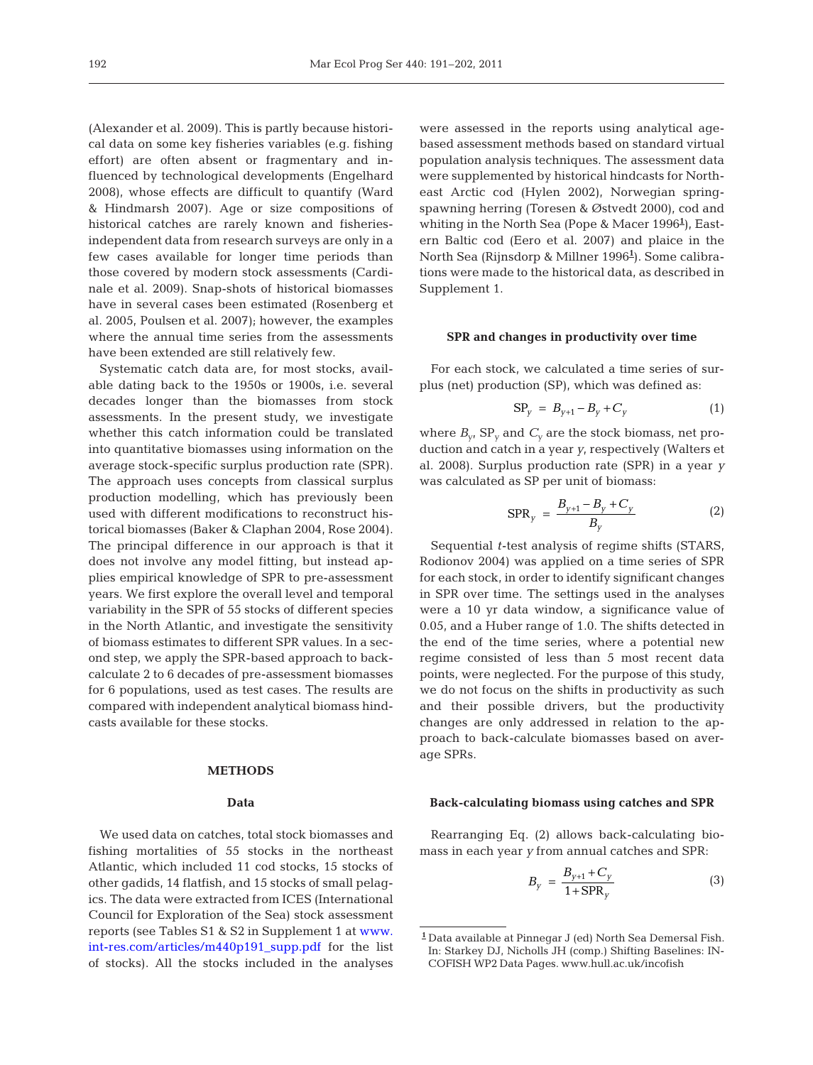(Alexander et al. 2009). This is partly because historical data on some key fisheries variables (e.g. fishing effort) are often absent or fragmentary and influenced by technological developments (Engelhard 2008), whose effects are difficult to quantify (Ward & Hindmarsh 2007). Age or size compositions of historical catches are rarely known and fisheries-independent data from research surveys are only in a few cases available for longer time periods than those covered by modern stock assessments (Cardinale et al. 2009). Snap-shots of historical biomasses have in several cases been estimated (Rosenberg et al. 2005, Poulsen et al. 2007); however, the examples where the annual time series from the assessments have been extended are still relatively few.

Systematic catch data are, for most stocks, available dating back to the 1950s or 1900s, i.e. several decades longer than the biomasses from stock assessments. In the present study, we investigate whether this catch information could be translated into quantitative biomasses using information on the average stock-specific surplus production rate (SPR). The approach uses concepts from classical surplus production modelling, which has previously been used with different modifications to reconstruct historical biomasses (Baker & Clapham 2004, Rose 2004). The principal difference in our approach is that it does not involve any model fitting, but instead applies empirical knowledge of SPR to pre-assessment years. We first explore the overall level and temporal variability in the SPR of 55 stocks of different species in the North Atlantic, and investigate the sensitivity of biomass estimates to different SPR values. In a second step, we apply the SPR-based approach to back-calculate 2 to 6 decades of pre-assessment biomasses for 6 populations, used as test cases. The results are compared with independent analytical biomass hindcasts available for these stocks.

## METHODS

### Data

We used data on catches, total stock biomasses and fishing mortalities of 55 stocks in the northeast Atlantic, which included 11 cod stocks, 15 stocks of other gadids, 14 flatfish, and 15 stocks of small pelagics. The data were extracted from ICES (International Council for Exploration of the Sea) stock assessment reports (see Tables S1 & S2 in Supplement 1 at www.int-res.com/articles/m440p191_supp.pdf for the list of stocks). All the stocks included in the analyses were assessed in the reports using analytical age-based assessment methods based on standard virtual population analysis techniques. The assessment data were supplemented by historical hindcasts for Northeast Arctic cod (Hylen 2002), Norwegian spring-spawning herring (Toresen & Østvedt 2000), cod and whiting in the North Sea (Pope & Macer 1996[1]), Eastern Baltic cod (Eero et al. 2007) and plaice in the North Sea (Rijnsdorp & Millner 1996[1]). Some calibrations were made to the historical data, as described in Supplement 1.

### SPR and changes in productivity over time

For each stock, we calculated a time series of surplus (net) production (SP), which was defined as:

$$\mathrm{SP}_y = B_{y+1} - B_y + C_y \tag{1}$$

where $B_y$, $\mathrm{SP}_y$ and $C_y$ are the stock biomass, net production and catch in a year $y$, respectively (Walters et al. 2008). Surplus production rate (SPR) in a year $y$ was calculated as SP per unit of biomass:

$$\mathrm{SPR}_y = \frac{B_{y+1} - B_y + C_y}{B_y} \tag{2}$$

Sequential *t*-test analysis of regime shifts (STARS, Rodionov 2004) was applied on a time series of SPR for each stock, in order to identify significant changes in SPR over time. The settings used in the analyses were a 10 yr data window, a significance value of 0.05, and a Huber range of 1.0. The shifts detected in the end of the time series, where a potential new regime consisted of less than 5 most recent data points, were neglected. For the purpose of this study, we do not focus on the shifts in productivity as such and their possible drivers, but the productivity changes are only addressed in relation to the approach to back-calculate biomasses based on average SPRs.

### Back-calculating biomass using catches and SPR

Rearranging Eq. (2) allows back-calculating biomass in each year $y$ from annual catches and SPR:

$$B_y = \frac{B_{y+1} + C_y}{1 + \mathrm{SPR}_y} \tag{3}$$

[1] Data available at Pinnegar J (ed) North Sea Demersal Fish. In: Starkey DJ, Nicholls JH (comp.) Shifting Baselines: INCOFISH WP2 Data Pages. www.hull.ac.uk/incofish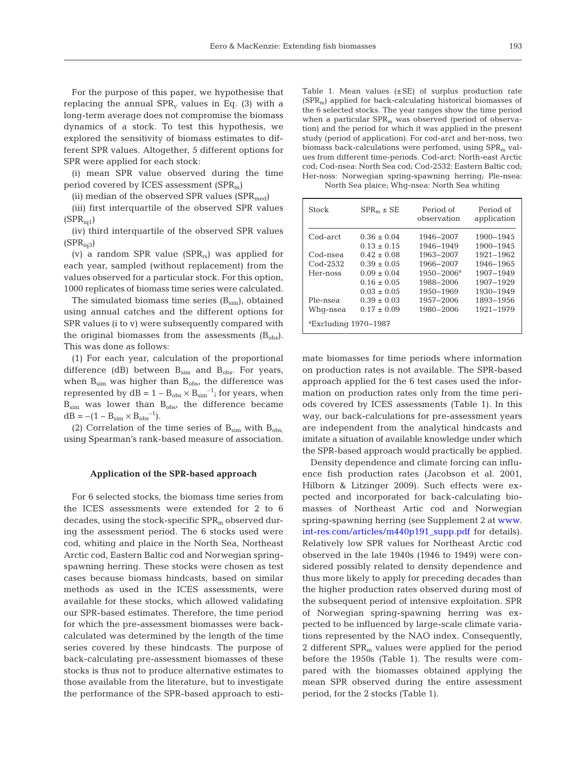For the purpose of this paper, we hypothesise that replacing the annual $SPR_y$ values in Eq. (3) with a long-term average does not compromise the biomass dynamics of a stock. To test this hypothesis, we explored the sensitivity of biomass estimates to different SPR values. Altogether, 5 different options for SPR were applied for each stock:

(i) mean SPR value observed during the time period covered by ICES assessment ($SPR_m$)

(ii) median of the observed SPR values ($SPR_{med}$)

(iii) first interquartile of the observed SPR values ($SPR_{iq1}$)

(iv) third interquartile of the observed SPR values ($SPR_{iq3}$)

(v) a random SPR value ($SPR_{rs}$) was applied for each year, sampled (without replacement) from the values observed for a particular stock. For this option, 1000 replicates of biomass time series were calculated.

The simulated biomass time series ($B_{sim}$), obtained using annual catches and the different options for SPR values (i to v) were subsequently compared with the original biomasses from the assessments ($B_{obs}$). This was done as follows:

(1) For each year, calculation of the proportional difference (dB) between $B_{sim}$ and $B_{obs}$. For years, when $B_{sim}$ was higher than $B_{obs}$, the difference was represented by $dB = 1 - B_{obs} \times B_{sim}^{-1}$; for years, when $B_{sim}$ was lower than $B_{obs}$, the difference became $dB = -(1 - B_{sim} \times B_{obs}^{-1})$.

(2) Correlation of the time series of $B_{sim}$ with $B_{obs}$, using Spearman's rank-based measure of association.

### Application of the SPR-based approach

For 6 selected stocks, the biomass time series from the ICES assessments were extended for 2 to 6 decades, using the stock-specific $SPR_m$ observed during the assessment period. The 6 stocks used were cod, whiting and plaice in the North Sea, Northeast Arctic cod, Eastern Baltic cod and Norwegian spring-spawning herring. These stocks were chosen as test cases because biomass hindcasts, based on similar methods as used in the ICES assessments, were available for these stocks, which allowed validating our SPR-based estimates. Therefore, the time period for which the pre-assessment biomasses were back-calculated was determined by the length of the time series covered by these hindcasts. The purpose of back-calculating pre-assessment biomasses of these stocks is thus not to produce alternative estimates to those available from the literature, but to investigate the performance of the SPR-based approach to estimate biomasses for time periods where information on production rates is not available. The SPR-based approach applied for the 6 test cases used the information on production rates only from the time periods covered by ICES assessments (Table 1). In this way, our back-calculations for pre-assessment years are independent from the analytical hindcasts and imitate a situation of available knowledge under which the SPR-based approach would practically be applied.

Table 1. Mean values (±SE) of surplus production rate ($SPR_m$) applied for back-calculating historical biomasses of the 6 selected stocks. The year ranges show the time period when a particular $SPR_m$ was observed (period of observation) and the period for which it was applied in the present study (period of application). For cod-arct and her-noss, two biomass back-calculations were perfomed, using $SPR_m$ values from different time-periods. Cod-arct: North-east Arctic cod; Cod-nsea: North Sea cod; Cod-2532: Eastern Baltic cod; Her-noss: Norwegian spring-spawning herring; Ple-nsea: North Sea plaice; Whg-nsea: North Sea whiting

| Stock | $SPR_m$ ± SE | Period of observation | Period of application |
|---|---|---|---|
| Cod-arct | 0.36 ± 0.04 | 1946–2007 | 1900–1945 |
| | 0.13 ± 0.15 | 1946–1949 | 1900–1945 |
| Cod-nsea | 0.42 ± 0.08 | 1963–2007 | 1921–1962 |
| Cod-2532 | 0.39 ± 0.05 | 1966–2007 | 1946–1965 |
| Her-noss | 0.09 ± 0.04 | 1950–2006[a] | 1907–1949 |
| | 0.16 ± 0.05 | 1988–2006 | 1907–1929 |
| | 0.03 ± 0.05 | 1950–1969 | 1930–1949 |
| Ple-nsea | 0.39 ± 0.03 | 1957–2006 | 1893–1956 |
| Whg-nsea | 0.17 ± 0.09 | 1980–2006 | 1921–1979 |

[a]Excluding 1970–1987

Density dependence and climate forcing can influence fish production rates (Jacobson et al. 2001, Hilborn & Litzinger 2009). Such effects were expected and incorporated for back-calculating biomasses of Northeast Artic cod and Norwegian spring-spawning herring (see Supplement 2 at www.int-res.com/articles/m440p191_supp.pdf for details). Relatively low SPR values for Northeast Arctic cod observed in the late 1940s (1946 to 1949) were considered possibly related to density dependence and thus more likely to apply for preceding decades than the higher production rates observed during most of the subsequent period of intensive exploitation. SPR of Norwegian spring-spawning herring was expected to be influenced by large-scale climate variations represented by the NAO index. Consequently, 2 different $SPR_m$ values were applied for the period before the 1950s (Table 1). The results were compared with the biomasses obtained applying the mean SPR observed during the entire assessment period, for the 2 stocks (Table 1).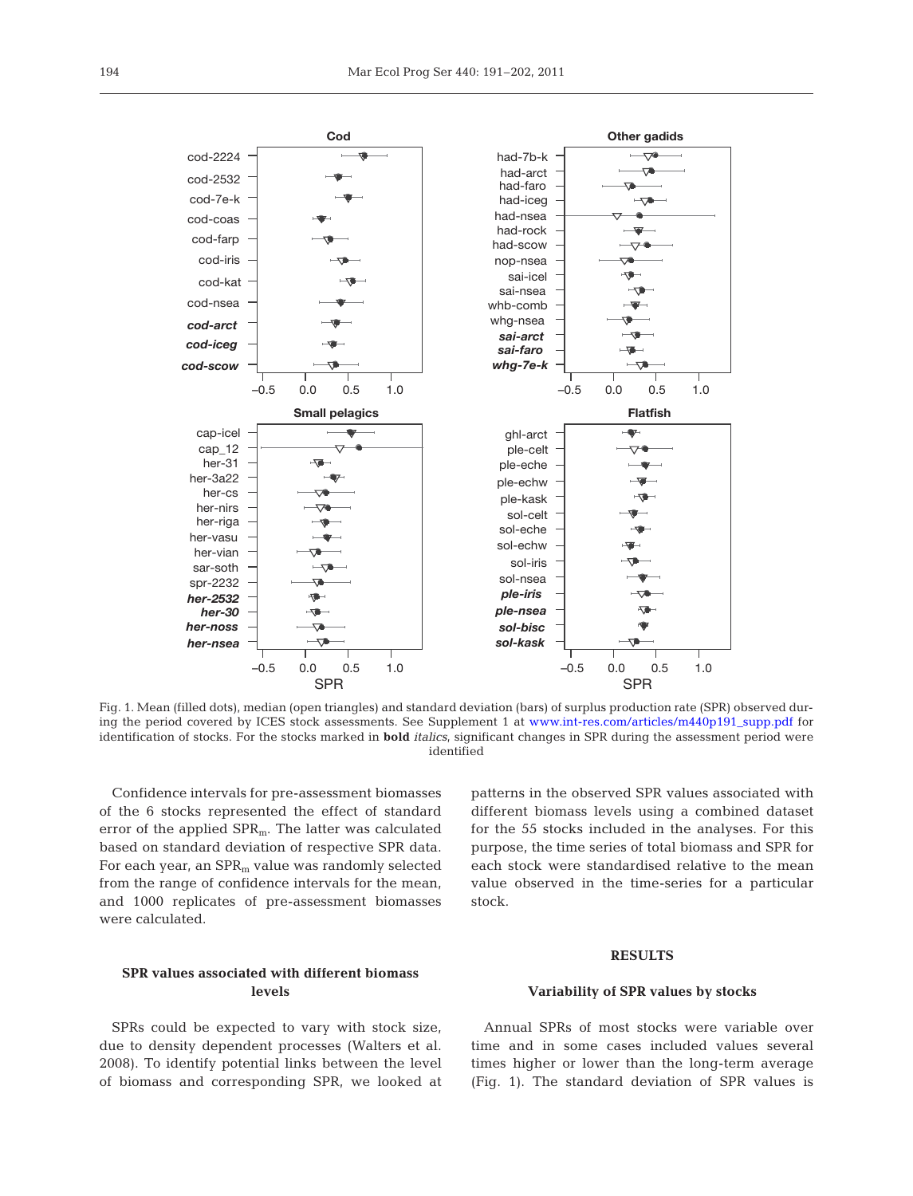Fig. 1. Mean (filled dots), median (open triangles) and standard deviation (bars) of surplus production rate (SPR) observed during the period covered by ICES stock assessments. See Supplement 1 at www.int-res.com/articles/m440p191_supp.pdf for identification of stocks. For the stocks marked in **bold** *italics*, significant changes in SPR during the assessment period were identified

Confidence intervals for pre-assessment biomasses of the 6 stocks represented the effect of standard error of the applied $SPR_m$. The latter was calculated based on standard deviation of respective SPR data. For each year, an $SPR_m$ value was randomly selected from the range of confidence intervals for the mean, and 1000 replicates of pre-assessment biomasses were calculated.

### SPR values associated with different biomass levels

SPRs could be expected to vary with stock size, due to density dependent processes (Walters et al. 2008). To identify potential links between the level of biomass and corresponding SPR, we looked at patterns in the observed SPR values associated with different biomass levels using a combined dataset for the 55 stocks included in the analyses. For this purpose, the time series of total biomass and SPR for each stock were standardised relative to the mean value observed in the time-series for a particular stock.

## RESULTS

### Variability of SPR values by stocks

Annual SPRs of most stocks were variable over time and in some cases included values several times higher or lower than the long-term average (Fig. 1). The standard deviation of SPR values is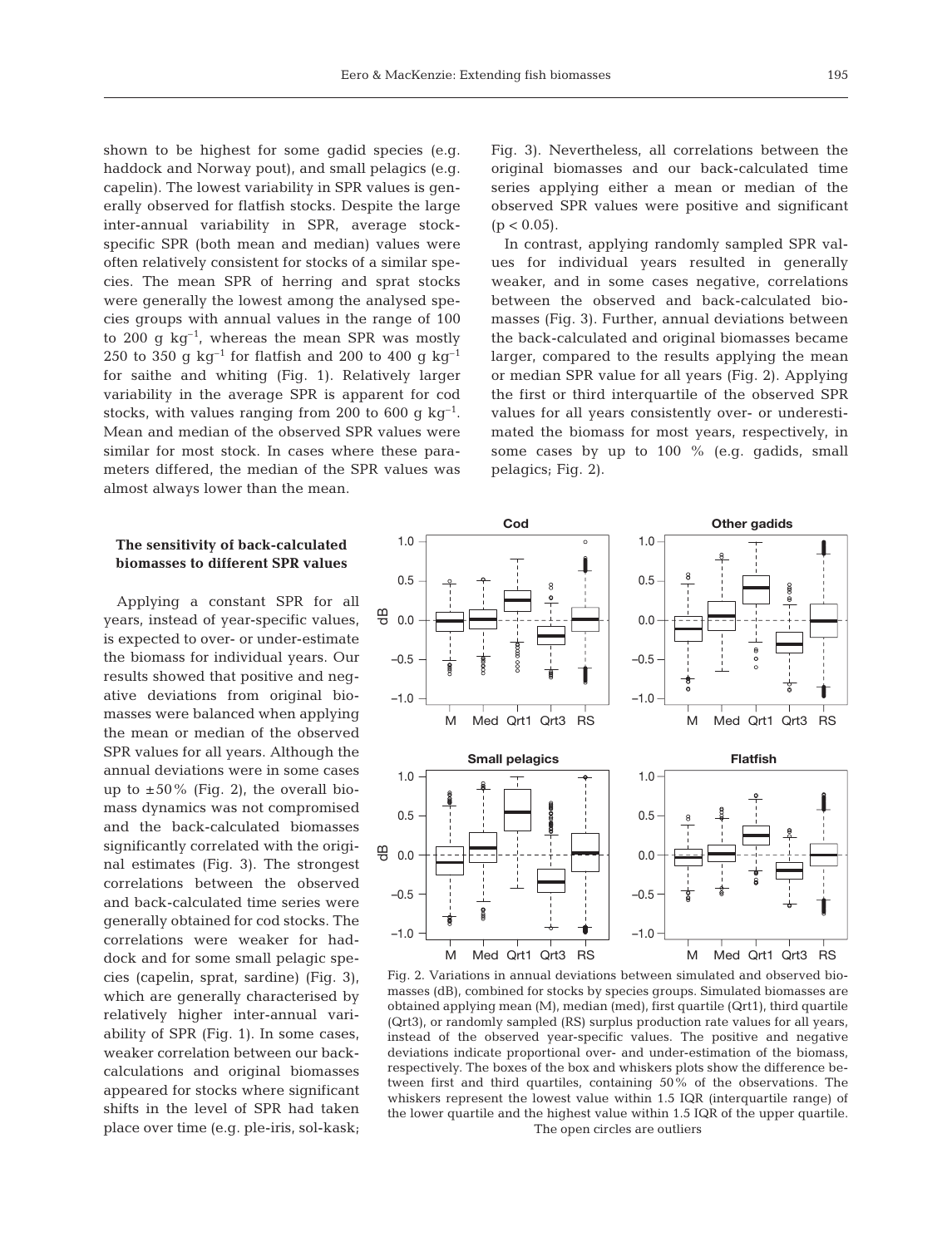shown to be highest for some gadid species (e.g. haddock and Norway pout), and small pelagics (e.g. capelin). The lowest variability in SPR values is generally observed for flatfish stocks. Despite the large inter-annual variability in SPR, average stock-specific SPR (both mean and median) values were often relatively consistent for stocks of a similar species. The mean SPR of herring and sprat stocks were generally the lowest among the analysed species groups with annual values in the range of 100 to 200 g $kg^{-1}$, whereas the mean SPR was mostly 250 to 350 g $kg^{-1}$ for flatfish and 200 to 400 g $kg^{-1}$ for saithe and whiting (Fig. 1). Relatively larger variability in the average SPR is apparent for cod stocks, with values ranging from 200 to 600 g $kg^{-1}$. Mean and median of the observed SPR values were similar for most stock. In cases where these parameters differed, the median of the SPR values was almost always lower than the mean.

### The sensitivity of back-calculated biomasses to different SPR values

Applying a constant SPR for all years, instead of year-specific values, is expected to over- or under-estimate the biomass for individual years. Our results showed that positive and negative deviations from original biomasses were balanced when applying the mean or median of the observed SPR values for all years. Although the annual deviations were in some cases up to ±50% (Fig. 2), the overall biomass dynamics was not compromised and the back-calculated biomasses significantly correlated with the original estimates (Fig. 3). The strongest correlations between the observed and back-calculated time series were generally obtained for cod stocks. The correlations were weaker for haddock and for some small pelagic species (capelin, sprat, sardine) (Fig. 3), which are generally characterised by relatively higher inter-annual variability of SPR (Fig. 1). In some cases, weaker correlation between our back-calculations and original biomasses appeared for stocks where significant shifts in the level of SPR had taken place over time (e.g. ple-iris, sol-kask; Fig. 3). Nevertheless, all correlations between the original biomasses and our back-calculated time series applying either a mean or median of the observed SPR values were positive and significant ($p < 0.05$).

In contrast, applying randomly sampled SPR values for individual years resulted in generally weaker, and in some cases negative, correlations between the observed and back-calculated biomasses (Fig. 3). Further, annual deviations between the back-calculated and original biomasses became larger, compared to the results applying the mean or median SPR value for all years (Fig. 2). Applying the first or third interquartile of the observed SPR values for all years consistently over- or underestimated the biomass for most years, respectively, in some cases by up to 100 % (e.g. gadids, small pelagics; Fig. 2).

Fig. 2. Variations in annual deviations between simulated and observed biomasses (dB), combined for stocks by species groups. Simulated biomasses are obtained applying mean (M), median (med), first quartile (Qrt1), third quartile (Qrt3), or randomly sampled (RS) surplus production rate values for all years, instead of the observed year-specific values. The positive and negative deviations indicate proportional over- and under-estimation of the biomass, respectively. The boxes of the box and whiskers plots show the difference between first and third quartiles, containing 50% of the observations. The whiskers represent the lowest value within 1.5 IQR (interquartile range) of the lower quartile and the highest value within 1.5 IQR of the upper quartile. The open circles are outliers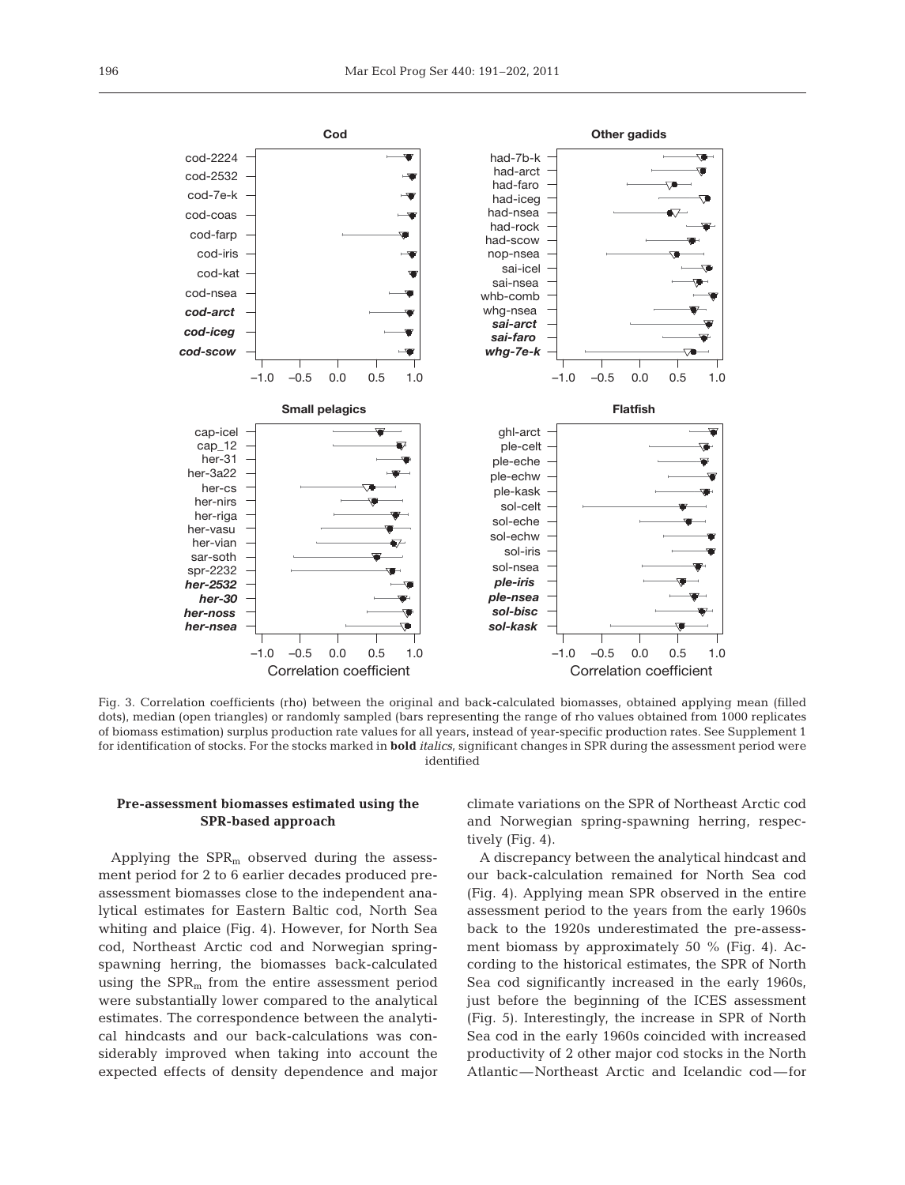Fig. 3. Correlation coefficients (rho) between the original and back-calculated biomasses, obtained applying mean (filled dots), median (open triangles) or randomly sampled (bars representing the range of rho values obtained from 1000 replicates of biomass estimation) surplus production rate values for all years, instead of year-specific production rates. See Supplement 1 for identification of stocks. For the stocks marked in ***bold italics***, significant changes in SPR during the assessment period were identified

### Pre-assessment biomasses estimated using the SPR-based approach

Applying the $SPR_m$ observed during the assessment period for 2 to 6 earlier decades produced pre-assessment biomasses close to the independent analytical estimates for Eastern Baltic cod, North Sea whiting and plaice (Fig. 4). However, for North Sea cod, Northeast Arctic cod and Norwegian spring-spawning herring, the biomasses back-calculated using the $SPR_m$ from the entire assessment period were substantially lower compared to the analytical estimates. The correspondence between the analytical hindcasts and our back-calculations was considerably improved when taking into account the expected effects of density dependence and major climate variations on the SPR of Northeast Arctic cod and Norwegian spring-spawning herring, respectively (Fig. 4).

A discrepancy between the analytical hindcast and our back-calculation remained for North Sea cod (Fig. 4). Applying mean SPR observed in the entire assessment period to the years from the early 1960s back to the 1920s underestimated the pre-assessment biomass by approximately 50 % (Fig. 4). According to the historical estimates, the SPR of North Sea cod significantly increased in the early 1960s, just before the beginning of the ICES assessment (Fig. 5). Interestingly, the increase in SPR of North Sea cod in the early 1960s coincided with increased productivity of 2 other major cod stocks in the North Atlantic — Northeast Arctic and Icelandic cod — for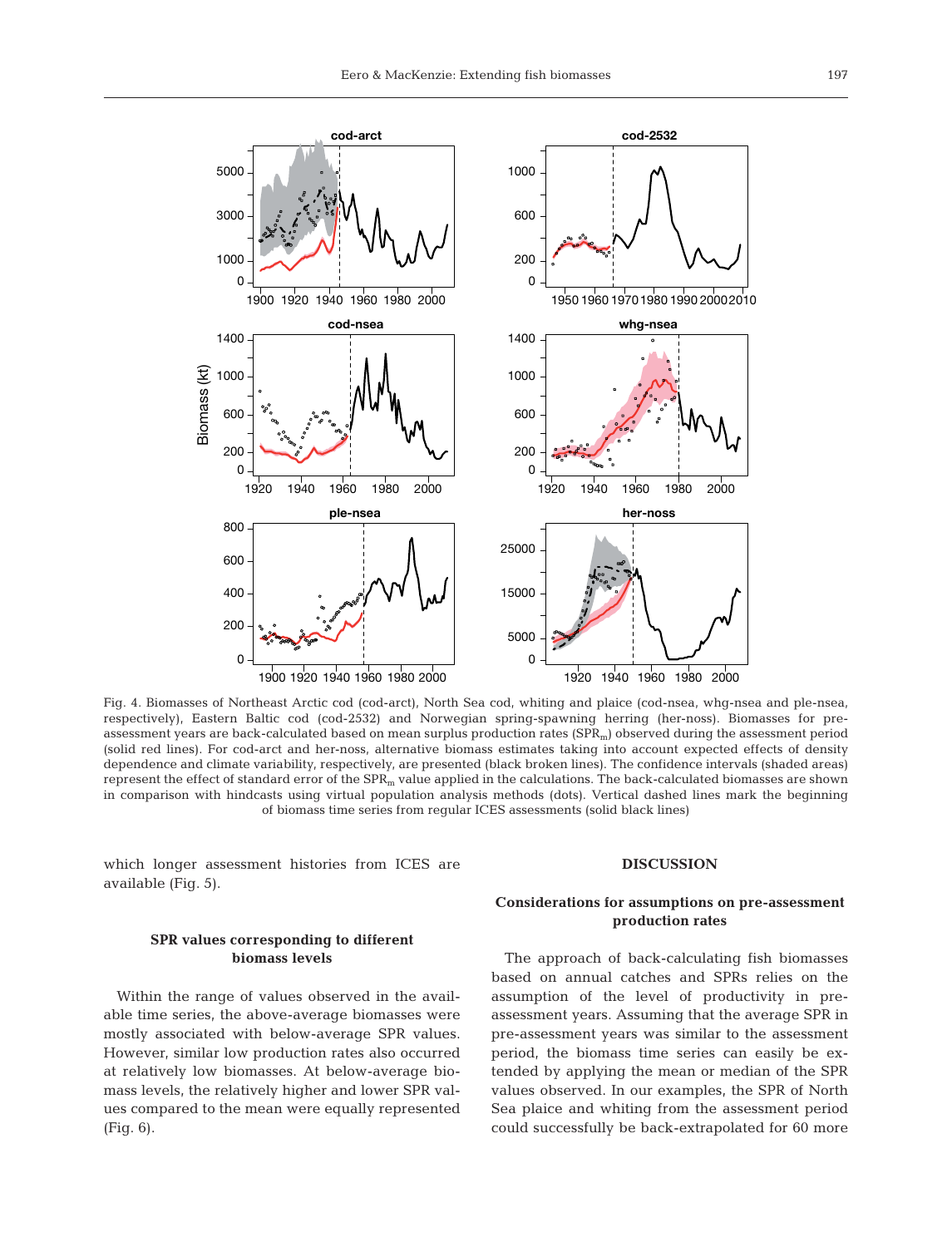Fig. 4. Biomasses of Northeast Arctic cod (cod-arct), North Sea cod, whiting and plaice (cod-nsea, whg-nsea and ple-nsea, respectively), Eastern Baltic cod (cod-2532) and Norwegian spring-spawning herring (her-noss). Biomasses for pre-assessment years are back-calculated based on mean surplus production rates ($SPR_m$) observed during the assessment period (solid red lines). For cod-arct and her-noss, alternative biomass estimates taking into account expected effects of density dependence and climate variability, respectively, are presented (black broken lines). The confidence intervals (shaded areas) represent the effect of standard error of the $SPR_m$ value applied in the calculations. The back-calculated biomasses are shown in comparison with hindcasts using virtual population analysis methods (dots). Vertical dashed lines mark the beginning of biomass time series from regular ICES assessments (solid black lines)

which longer assessment histories from ICES are available (Fig. 5).

### SPR values corresponding to different biomass levels

Within the range of values observed in the available time series, the above-average biomasses were mostly associated with below-average SPR values. However, similar low production rates also occurred at relatively low biomasses. At below-average biomass levels, the relatively higher and lower SPR values compared to the mean were equally represented (Fig. 6).

## DISCUSSION

### Considerations for assumptions on pre-assessment production rates

The approach of back-calculating fish biomasses based on annual catches and SPRs relies on the assumption of the level of productivity in pre-assessment years. Assuming that the average SPR in pre-assessment years was similar to the assessment period, the biomass time series can easily be extended by applying the mean or median of the SPR values observed. In our examples, the SPR of North Sea plaice and whiting from the assessment period could successfully be back-extrapolated for 60 more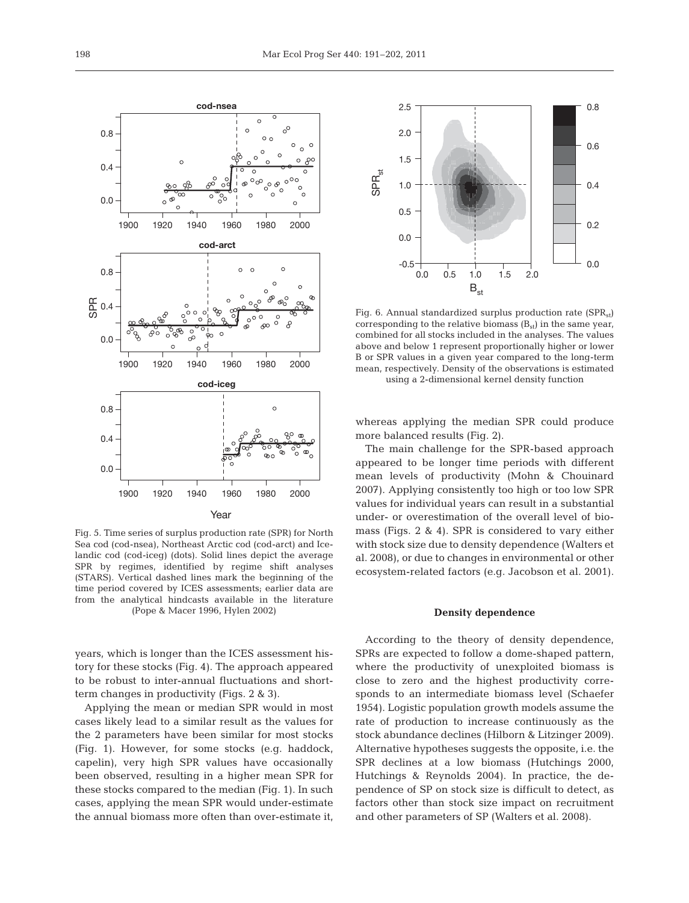Fig. 5. Time series of surplus production rate (SPR) for North Sea cod (cod-nsea), Northeast Arctic cod (cod-arct) and Icelandic cod (cod-iceg) (dots). Solid lines depict the average SPR by regimes, identified by regime shift analyses (STARS). Vertical dashed lines mark the beginning of the time period covered by ICES assessments; earlier data are from the analytical hindcasts available in the literature (Pope & Macer 1996, Hylen 2002)

Fig. 6. Annual standardized surplus production rate ($SPR_{st}$) corresponding to the relative biomass ($B_{st}$) in the same year, combined for all stocks included in the analyses. The values above and below 1 represent proportionally higher or lower B or SPR values in a given year compared to the long-term mean, respectively. Density of the observations is estimated using a 2-dimensional kernel density function

years, which is longer than the ICES assessment history for these stocks (Fig. 4). The approach appeared to be robust to inter-annual fluctuations and short-term changes in productivity (Figs. 2 & 3).

Applying the mean or median SPR would in most cases likely lead to a similar result as the values for the 2 parameters have been similar for most stocks (Fig. 1). However, for some stocks (e.g. haddock, capelin), very high SPR values have occasionally been observed, resulting in a higher mean SPR for these stocks compared to the median (Fig. 1). In such cases, applying the mean SPR would under-estimate the annual biomass more often than over-estimate it, whereas applying the median SPR could produce more balanced results (Fig. 2).

The main challenge for the SPR-based approach appeared to be longer time periods with different mean levels of productivity (Mohn & Chouinard 2007). Applying consistently too high or too low SPR values for individual years can result in a substantial under- or overestimation of the overall level of biomass (Figs. 2 & 4). SPR is considered to vary either with stock size due to density dependence (Walters et al. 2008), or due to changes in environmental or other ecosystem-related factors (e.g. Jacobson et al. 2001).

## Density dependence

According to the theory of density dependence, SPRs are expected to follow a dome-shaped pattern, where the productivity of unexploited biomass is close to zero and the highest productivity corresponds to an intermediate biomass level (Schaefer 1954). Logistic population growth models assume the rate of production to increase continuously as the stock abundance declines (Hilborn & Litzinger 2009). Alternative hypotheses suggests the opposite, i.e. the SPR declines at a low biomass (Hutchings 2000, Hutchings & Reynolds 2004). In practice, the dependence of SP on stock size is difficult to detect, as factors other than stock size impact on recruitment and other parameters of SP (Walters et al. 2008).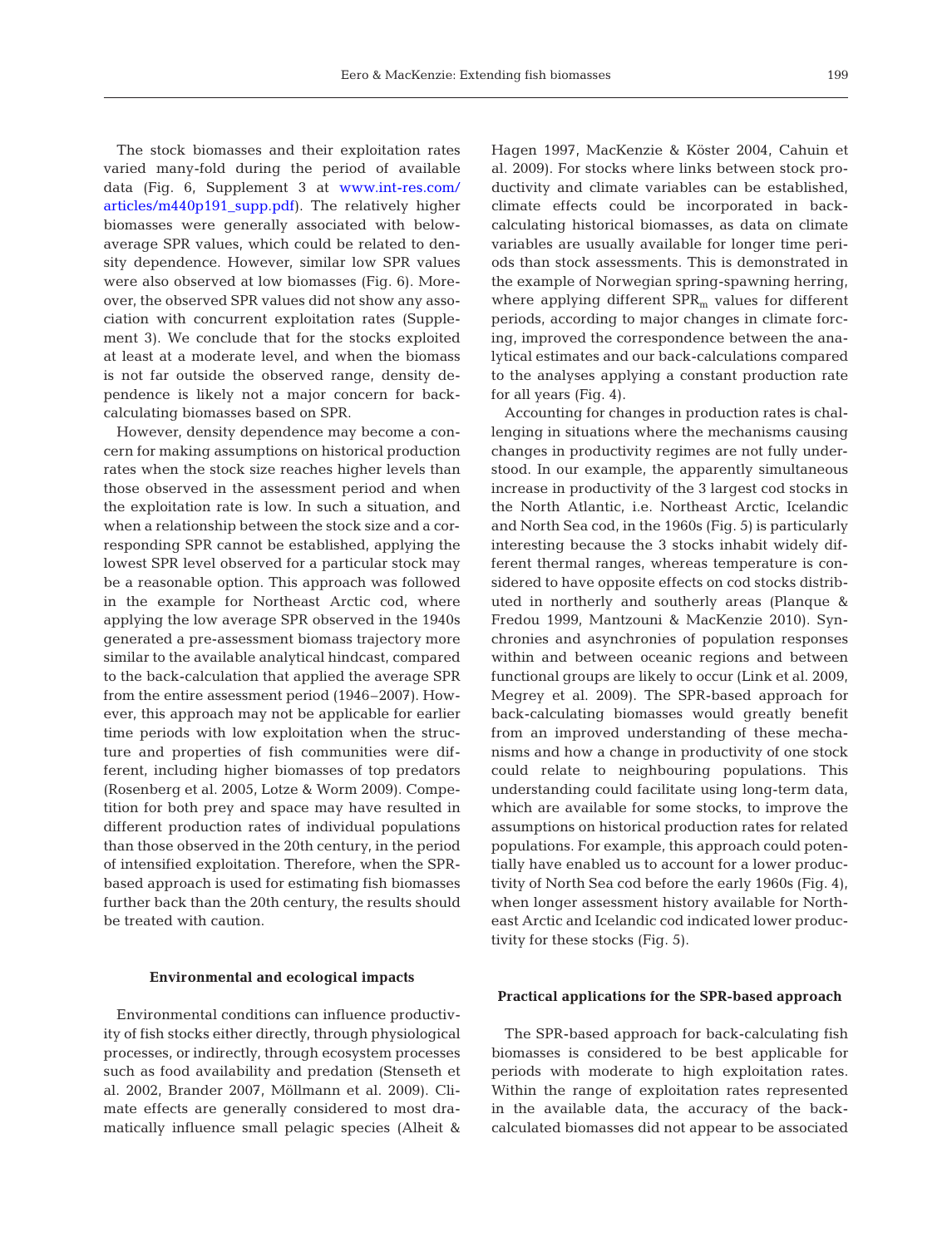The stock biomasses and their exploitation rates varied many-fold during the period of available data (Fig. 6, Supplement 3 at www.int-res.com/articles/m440p191_supp.pdf). The relatively higher biomasses were generally associated with below-average SPR values, which could be related to density dependence. However, similar low SPR values were also observed at low biomasses (Fig. 6). Moreover, the observed SPR values did not show any association with concurrent exploitation rates (Supplement 3). We conclude that for the stocks exploited at least at a moderate level, and when the biomass is not far outside the observed range, density dependence is likely not a major concern for back-calculating biomasses based on SPR.

However, density dependence may become a concern for making assumptions on historical production rates when the stock size reaches higher levels than those observed in the assessment period and when the exploitation rate is low. In such a situation, and when a relationship between the stock size and a corresponding SPR cannot be established, applying the lowest SPR level observed for a particular stock may be a reasonable option. This approach was followed in the example for Northeast Arctic cod, where applying the low average SPR observed in the 1940s generated a pre-assessment biomass trajectory more similar to the available analytical hindcast, compared to the back-calculation that applied the average SPR from the entire assessment period (1946–2007). However, this approach may not be applicable for earlier time periods with low exploitation when the structure and properties of fish communities were different, including higher biomasses of top predators (Rosenberg et al. 2005, Lotze & Worm 2009). Competition for both prey and space may have resulted in different production rates of individual populations than those observed in the 20th century, in the period of intensified exploitation. Therefore, when the SPR-based approach is used for estimating fish biomasses further back than the 20th century, the results should be treated with caution.

### Environmental and ecological impacts

Environmental conditions can influence productivity of fish stocks either directly, through physiological processes, or indirectly, through ecosystem processes such as food availability and predation (Stenseth et al. 2002, Brander 2007, Möllmann et al. 2009). Climate effects are generally considered to most dramatically influence small pelagic species (Alheit & Hagen 1997, MacKenzie & Köster 2004, Cahuin et al. 2009). For stocks where links between stock productivity and climate variables can be established, climate effects could be incorporated in back-calculating historical biomasses, as data on climate variables are usually available for longer time periods than stock assessments. This is demonstrated in the example of Norwegian spring-spawning herring, where applying different $SPR_m$ values for different periods, according to major changes in climate forcing, improved the correspondence between the analytical estimates and our back-calculations compared to the analyses applying a constant production rate for all years (Fig. 4).

Accounting for changes in production rates is challenging in situations where the mechanisms causing changes in productivity regimes are not fully understood. In our example, the apparently simultaneous increase in productivity of the 3 largest cod stocks in the North Atlantic, i.e. Northeast Arctic, Icelandic and North Sea cod, in the 1960s (Fig. 5) is particularly interesting because the 3 stocks inhabit widely different thermal ranges, whereas temperature is considered to have opposite effects on cod stocks distributed in northerly and southerly areas (Planque & Fredou 1999, Mantzouni & MacKenzie 2010). Synchronies and asynchronies of population responses within and between oceanic regions and between functional groups are likely to occur (Link et al. 2009, Megrey et al. 2009). The SPR-based approach for back-calculating biomasses would greatly benefit from an improved understanding of these mechanisms and how a change in productivity of one stock could relate to neighbouring populations. This understanding could facilitate using long-term data, which are available for some stocks, to improve the assumptions on historical production rates for related populations. For example, this approach could potentially have enabled us to account for a lower productivity of North Sea cod before the early 1960s (Fig. 4), when longer assessment history available for Northeast Arctic and Icelandic cod indicated lower productivity for these stocks (Fig. 5).

### Practical applications for the SPR-based approach

The SPR-based approach for back-calculating fish biomasses is considered to be best applicable for periods with moderate to high exploitation rates. Within the range of exploitation rates represented in the available data, the accuracy of the back-calculated biomasses did not appear to be associated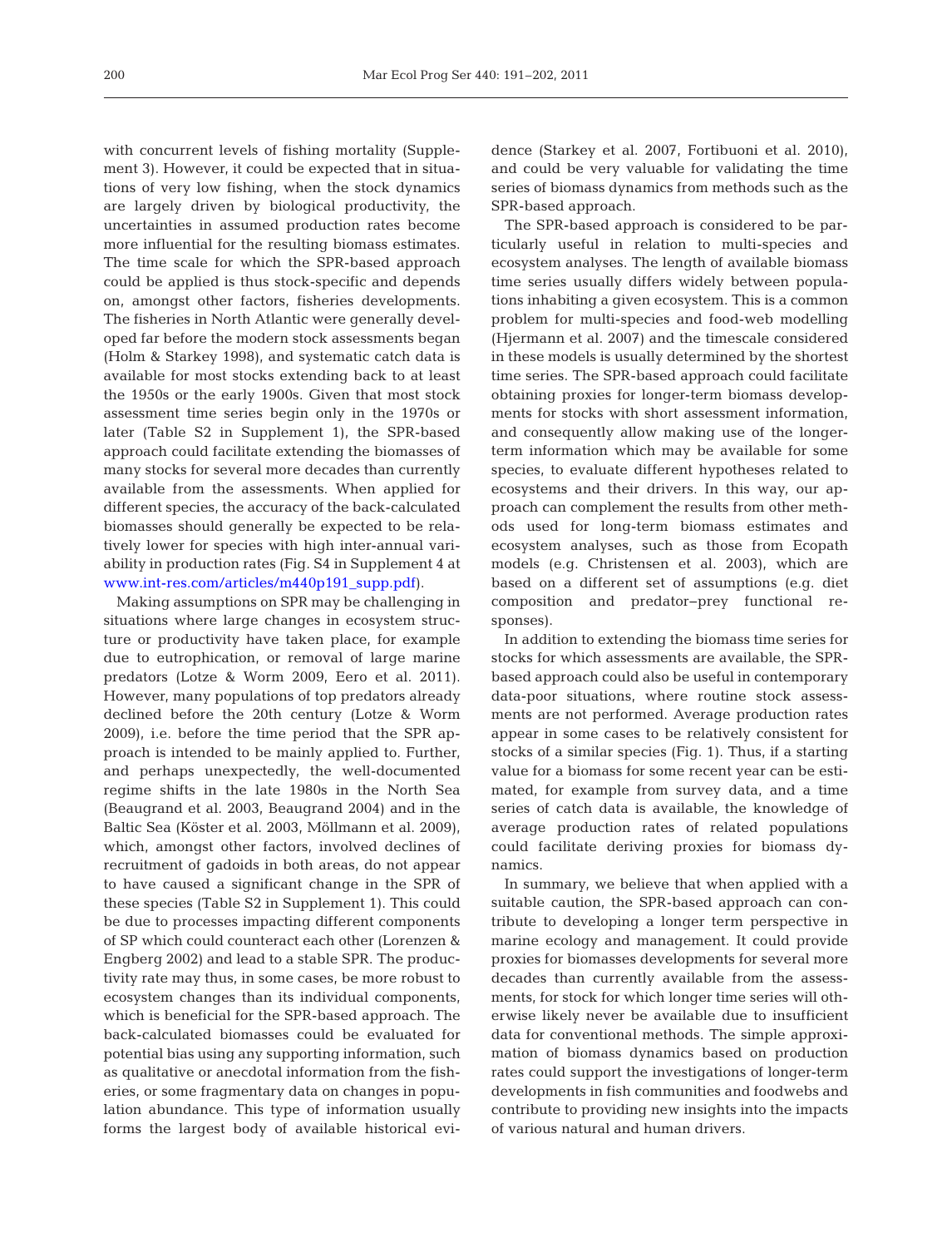with concurrent levels of fishing mortality (Supplement 3). However, it could be expected that in situations of very low fishing, when the stock dynamics are largely driven by biological productivity, the uncertainties in assumed production rates become more influential for the resulting biomass estimates. The time scale for which the SPR-based approach could be applied is thus stock-specific and depends on, amongst other factors, fisheries developments. The fisheries in North Atlantic were generally developed far before the modern stock assessments began (Holm & Starkey 1998), and systematic catch data is available for most stocks extending back to at least the 1950s or the early 1900s. Given that most stock assessment time series begin only in the 1970s or later (Table S2 in Supplement 1), the SPR-based approach could facilitate extending the biomasses of many stocks for several more decades than currently available from the assessments. When applied for different species, the accuracy of the back-calculated biomasses should generally be expected to be relatively lower for species with high inter-annual variability in production rates (Fig. S4 in Supplement 4 at www.int-res.com/articles/m440p191_supp.pdf).

Making assumptions on SPR may be challenging in situations where large changes in ecosystem structure or productivity have taken place, for example due to eutrophication, or removal of large marine predators (Lotze & Worm 2009, Eero et al. 2011). However, many populations of top predators already declined before the 20th century (Lotze & Worm 2009), i.e. before the time period that the SPR approach is intended to be mainly applied to. Further, and perhaps unexpectedly, the well-documented regime shifts in the late 1980s in the North Sea (Beaugrand et al. 2003, Beaugrand 2004) and in the Baltic Sea (Köster et al. 2003, Möllmann et al. 2009), which, amongst other factors, involved declines of recruitment of gadoids in both areas, do not appear to have caused a significant change in the SPR of these species (Table S2 in Supplement 1). This could be due to processes impacting different components of SP which could counteract each other (Lorenzen & Engberg 2002) and lead to a stable SPR. The productivity rate may thus, in some cases, be more robust to ecosystem changes than its individual components, which is beneficial for the SPR-based approach. The back-calculated biomasses could be evaluated for potential bias using any supporting information, such as qualitative or anecdotal information from the fisheries, or some fragmentary data on changes in population abundance. This type of information usually forms the largest body of available historical evidence (Starkey et al. 2007, Fortibuoni et al. 2010), and could be very valuable for validating the time series of biomass dynamics from methods such as the SPR-based approach.

The SPR-based approach is considered to be particularly useful in relation to multi-species and ecosystem analyses. The length of available biomass time series usually differs widely between populations inhabiting a given ecosystem. This is a common problem for multi-species and food-web modelling (Hjermann et al. 2007) and the timescale considered in these models is usually determined by the shortest time series. The SPR-based approach could facilitate obtaining proxies for longer-term biomass developments for stocks with short assessment information, and consequently allow making use of the longer-term information which may be available for some species, to evaluate different hypotheses related to ecosystems and their drivers. In this way, our approach can complement the results from other methods used for long-term biomass estimates and ecosystem analyses, such as those from Ecopath models (e.g. Christensen et al. 2003), which are based on a different set of assumptions (e.g. diet composition and predator–prey functional responses).

In addition to extending the biomass time series for stocks for which assessments are available, the SPR-based approach could also be useful in contemporary data-poor situations, where routine stock assessments are not performed. Average production rates appear in some cases to be relatively consistent for stocks of a similar species (Fig. 1). Thus, if a starting value for a biomass for some recent year can be estimated, for example from survey data, and a time series of catch data is available, the knowledge of average production rates of related populations could facilitate deriving proxies for biomass dynamics.

In summary, we believe that when applied with a suitable caution, the SPR-based approach can contribute to developing a longer term perspective in marine ecology and management. It could provide proxies for biomasses developments for several more decades than currently available from the assessments, for stock for which longer time series will otherwise likely never be available due to insufficient data for conventional methods. The simple approximation of biomass dynamics based on production rates could support the investigations of longer-term developments in fish communities and foodwebs and contribute to providing new insights into the impacts of various natural and human drivers.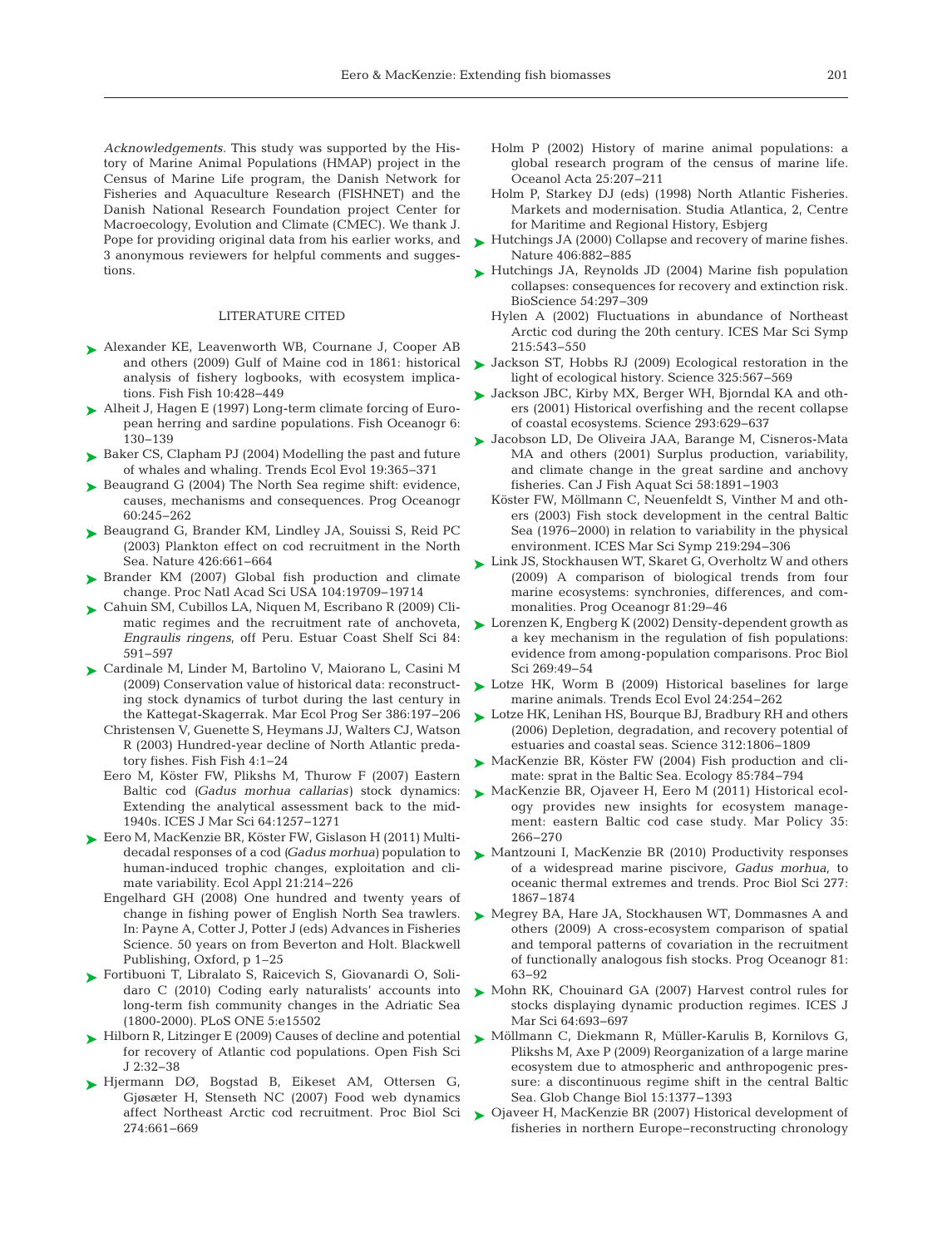*Acknowledgements.* This study was supported by the History of Marine Animal Populations (HMAP) project in the Census of Marine Life program, the Danish Network for Fisheries and Aquaculture Research (FISHNET) and the Danish National Research Foundation project Center for Macroecology, Evolution and Climate (CMEC). We thank J. Pope for providing original data from his earlier works, and 3 anonymous reviewers for helpful comments and suggestions.

## LITERATURE CITED

- Alexander KE, Leavenworth WB, Cournane J, Cooper AB and others (2009) Gulf of Maine cod in 1861: historical analysis of fishery logbooks, with ecosystem implications. Fish Fish 10:428–449
- Alheit J, Hagen E (1997) Long-term climate forcing of European herring and sardine populations. Fish Oceanogr 6: 130–139
- Baker CS, Clapham PJ (2004) Modelling the past and future of whales and whaling. Trends Ecol Evol 19:365–371
- Beaugrand G (2004) The North Sea regime shift: evidence, causes, mechanisms and consequences. Prog Oceanogr 60:245–262
- Beaugrand G, Brander KM, Lindley JA, Souissi S, Reid PC (2003) Plankton effect on cod recruitment in the North Sea. Nature 426:661–664
- Brander KM (2007) Global fish production and climate change. Proc Natl Acad Sci USA 104:19709–19714
- Cahuin SM, Cubillos LA, Niquen M, Escribano R (2009) Climatic regimes and the recruitment rate of anchoveta, *Engraulis ringens*, off Peru. Estuar Coast Shelf Sci 84: 591–597
- Cardinale M, Linder M, Bartolino V, Maiorano L, Casini M (2009) Conservation value of historical data: reconstructing stock dynamics of turbot during the last century in the Kattegat-Skagerrak. Mar Ecol Prog Ser 386:197–206
- Christensen V, Guenette S, Heymans JJ, Walters CJ, Watson R (2003) Hundred-year decline of North Atlantic predatory fishes. Fish Fish 4:1–24
- Eero M, Köster FW, Plikshs M, Thurow F (2007) Eastern Baltic cod (*Gadus morhua callarias*) stock dynamics: Extending the analytical assessment back to the mid-1940s. ICES J Mar Sci 64:1257–1271
- Eero M, MacKenzie BR, Köster FW, Gislason H (2011) Multi-decadal responses of a cod (*Gadus morhua*) population to human-induced trophic changes, exploitation and climate variability. Ecol Appl 21:214–226
- Engelhard GH (2008) One hundred and twenty years of change in fishing power of English North Sea trawlers. In: Payne A, Cotter J, Potter J (eds) Advances in Fisheries Science. 50 years on from Beverton and Holt. Blackwell Publishing, Oxford, p 1–25
- Fortibuoni T, Libralato S, Raicevich S, Giovanardi O, Solidaro C (2010) Coding early naturalists' accounts into long-term fish community changes in the Adriatic Sea (1800-2000). PLoS ONE 5:e15502
- Hilborn R, Litzinger E (2009) Causes of decline and potential for recovery of Atlantic cod populations. Open Fish Sci J 2:32–38
- Hjermann DØ, Bogstad B, Eikeset AM, Ottersen G, Gjøsæter H, Stenseth NC (2007) Food web dynamics affect Northeast Arctic cod recruitment. Proc Biol Sci 274:661–669
- Holm P (2002) History of marine animal populations: a global research program of the census of marine life. Oceanol Acta 25:207–211
- Holm P, Starkey DJ (eds) (1998) North Atlantic Fisheries. Markets and modernisation. Studia Atlantica, 2, Centre for Maritime and Regional History, Esbjerg
- Hutchings JA (2000) Collapse and recovery of marine fishes. Nature 406:882–885
- Hutchings JA, Reynolds JD (2004) Marine fish population collapses: consequences for recovery and extinction risk. BioScience 54:297–309
- Hylen A (2002) Fluctuations in abundance of Northeast Arctic cod during the 20th century. ICES Mar Sci Symp 215:543–550
- Jackson ST, Hobbs RJ (2009) Ecological restoration in the light of ecological history. Science 325:567–569
- Jackson JBC, Kirby MX, Berger WH, Bjorndal KA and others (2001) Historical overfishing and the recent collapse of coastal ecosystems. Science 293:629–637
- Jacobson LD, De Oliveira JAA, Barange M, Cisneros-Mata MA and others (2001) Surplus production, variability, and climate change in the great sardine and anchovy fisheries. Can J Fish Aquat Sci 58:1891–1903
- Köster FW, Möllmann C, Neuenfeldt S, Vinther M and others (2003) Fish stock development in the central Baltic Sea (1976–2000) in relation to variability in the physical environment. ICES Mar Sci Symp 219:294–306
- Link JS, Stockhausen WT, Skaret G, Overholtz W and others (2009) A comparison of biological trends from four marine ecosystems: synchronies, differences, and commonalities. Prog Oceanogr 81:29–46
- Lorenzen K, Engberg K (2002) Density-dependent growth as a key mechanism in the regulation of fish populations: evidence from among-population comparisons. Proc Biol Sci 269:49–54
- Lotze HK, Worm B (2009) Historical baselines for large marine animals. Trends Ecol Evol 24:254–262
- Lotze HK, Lenihan HS, Bourque BJ, Bradbury RH and others (2006) Depletion, degradation, and recovery potential of estuaries and coastal seas. Science 312:1806–1809
- MacKenzie BR, Köster FW (2004) Fish production and climate: sprat in the Baltic Sea. Ecology 85:784–794
- MacKenzie BR, Ojaveer H, Eero M (2011) Historical ecology provides new insights for ecosystem management: eastern Baltic cod case study. Mar Policy 35: 266–270
- Mantzouni I, MacKenzie BR (2010) Productivity responses of a widespread marine piscivore, *Gadus morhua*, to oceanic thermal extremes and trends. Proc Biol Sci 277: 1867–1874
- Megrey BA, Hare JA, Stockhausen WT, Dommasnes A and others (2009) A cross-ecosystem comparison of spatial and temporal patterns of covariation in the recruitment of functionally analogous fish stocks. Prog Oceanogr 81: 63–92
- Mohn RK, Chouinard GA (2007) Harvest control rules for stocks displaying dynamic production regimes. ICES J Mar Sci 64:693–697
- Möllmann C, Diekmann R, Müller-Karulis B, Kornilovs G, Plikshs M, Axe P (2009) Reorganization of a large marine ecosystem due to atmospheric and anthropogenic pressure: a discontinuous regime shift in the central Baltic Sea. Glob Change Biol 15:1377–1393
- Ojaveer H, MacKenzie BR (2007) Historical development of fisheries in northern Europe–reconstructing chronology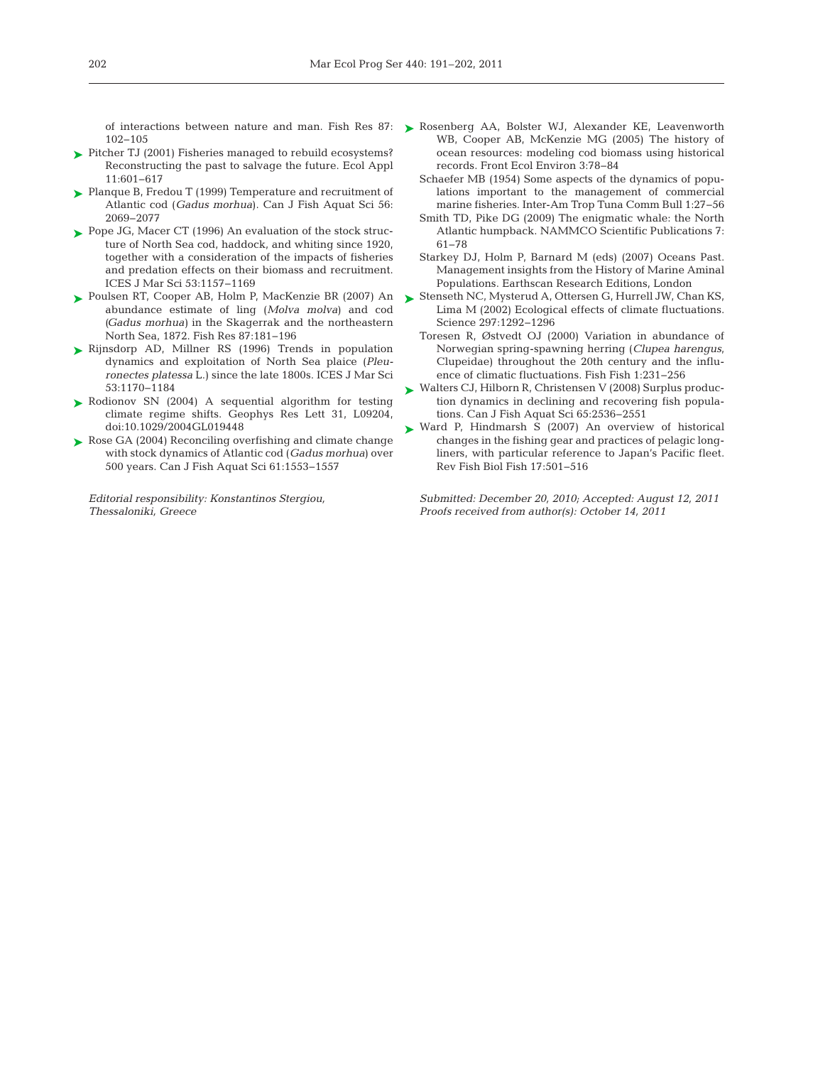of interactions between nature and man. Fish Res 87: 102–105

- Pitcher TJ (2001) Fisheries managed to rebuild ecosystems? Reconstructing the past to salvage the future. Ecol Appl 11:601–617
- Planque B, Fredou T (1999) Temperature and recruitment of Atlantic cod (*Gadus morhua*). Can J Fish Aquat Sci 56: 2069–2077
- Pope JG, Macer CT (1996) An evaluation of the stock structure of North Sea cod, haddock, and whiting since 1920, together with a consideration of the impacts of fisheries and predation effects on their biomass and recruitment. ICES J Mar Sci 53:1157–1169
- Poulsen RT, Cooper AB, Holm P, MacKenzie BR (2007) An abundance estimate of ling (*Molva molva*) and cod (*Gadus morhua*) in the Skagerrak and the northeastern North Sea, 1872. Fish Res 87:181–196
- Rijnsdorp AD, Millner RS (1996) Trends in population dynamics and exploitation of North Sea plaice (*Pleuronectes platessa* L.) since the late 1800s. ICES J Mar Sci 53:1170–1184
- Rodionov SN (2004) A sequential algorithm for testing climate regime shifts. Geophys Res Lett 31, L09204, doi:10.1029/2004GL019448
- Rose GA (2004) Reconciling overfishing and climate change with stock dynamics of Atlantic cod (*Gadus morhua*) over 500 years. Can J Fish Aquat Sci 61:1553–1557
- Rosenberg AA, Bolster WJ, Alexander KE, Leavenworth WB, Cooper AB, McKenzie MG (2005) The history of ocean resources: modeling cod biomass using historical records. Front Ecol Environ 3:78–84
- Schaefer MB (1954) Some aspects of the dynamics of populations important to the management of commercial marine fisheries. Inter-Am Trop Tuna Comm Bull 1:27–56
- Smith TD, Pike DG (2009) The enigmatic whale: the North Atlantic humpback. NAMMCO Scientific Publications 7: 61–78
- Starkey DJ, Holm P, Barnard M (eds) (2007) Oceans Past. Management insights from the History of Marine Aminal Populations. Earthscan Research Editions, London
- Stenseth NC, Mysterud A, Ottersen G, Hurrell JW, Chan KS, Lima M (2002) Ecological effects of climate fluctuations. Science 297:1292–1296
- Toresen R, Østvedt OJ (2000) Variation in abundance of Norwegian spring-spawning herring (*Clupea harengus*, Clupeidae) throughout the 20th century and the influence of climatic fluctuations. Fish Fish 1:231–256
- Walters CJ, Hilborn R, Christensen V (2008) Surplus production dynamics in declining and recovering fish populations. Can J Fish Aquat Sci 65:2536–2551
- Ward P, Hindmarsh S (2007) An overview of historical changes in the fishing gear and practices of pelagic longliners, with particular reference to Japan's Pacific fleet. Rev Fish Biol Fish 17:501–516

*Editorial responsibility: Konstantinos Stergiou, Thessaloniki, Greece*

*Submitted: December 20, 2010; Accepted: August 12, 2011*
*Proofs received from author(s): October 14, 2011*